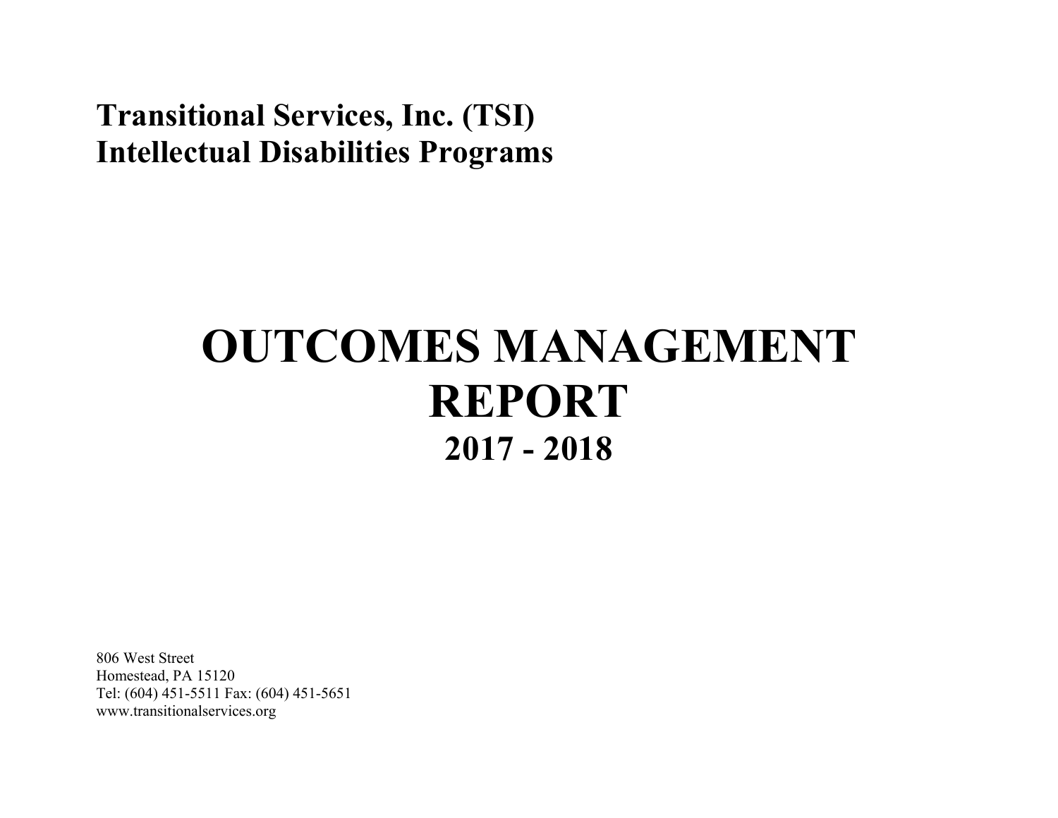**Transitional Services, Inc. (TSI)**
**Intellectual Disabilities Programs**

# OUTCOMES MANAGEMENT REPORT

## 2017 - 2018

806 West Street
Homestead, PA 15120
Tel: (604) 451-5511 Fax: (604) 451-5651
www.transitionalservices.org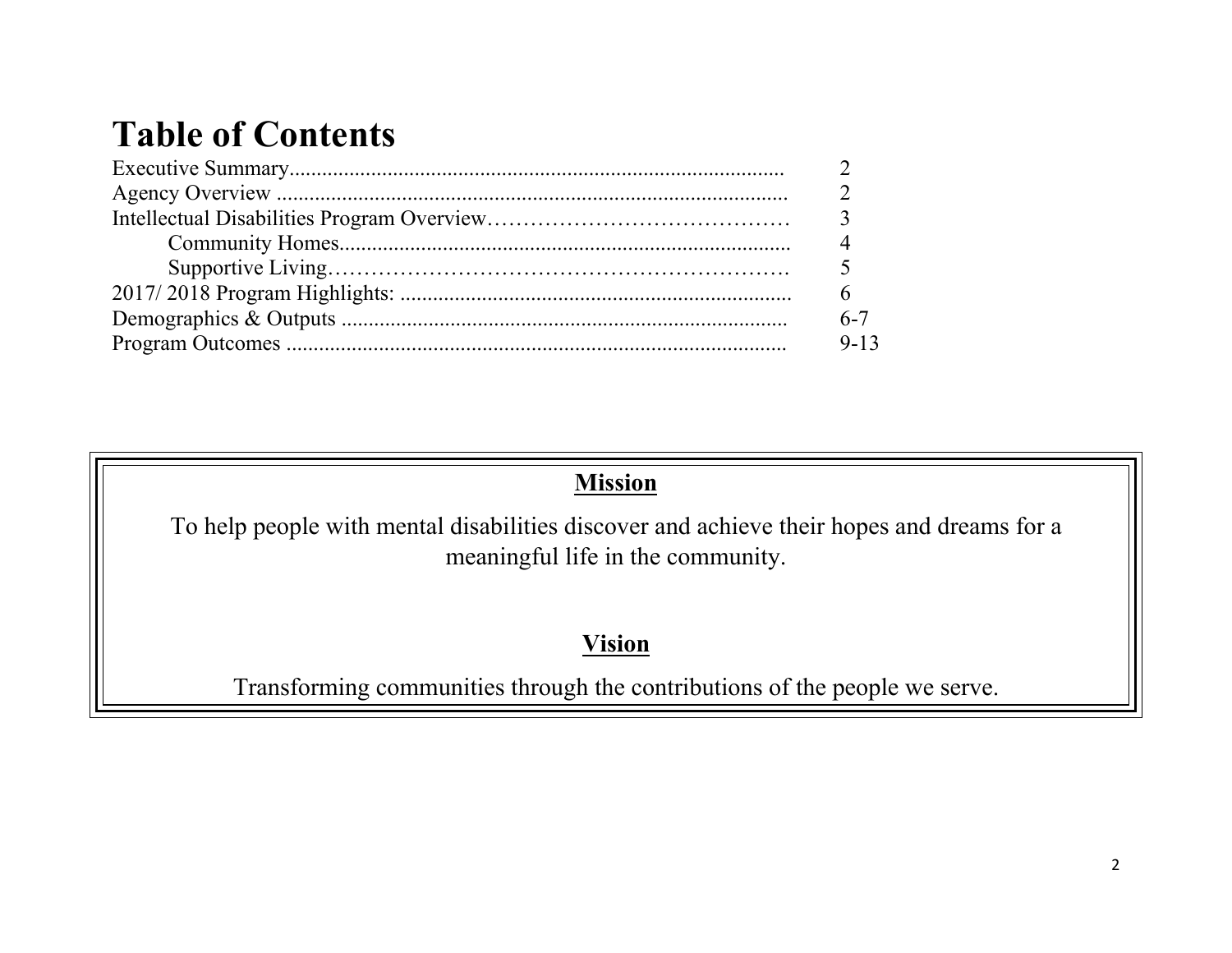# Table of Contents

| Section | Page |
|---|---|
| Executive Summary | 2 |
| Agency Overview | 2 |
| Intellectual Disabilities Program Overview | 3 |
| Community Homes | 4 |
| Supportive Living | 5 |
| 2017/ 2018 Program Highlights: | 6 |
| Demographics & Outputs | 6-7 |
| Program Outcomes | 9-13 |

## Mission

To help people with mental disabilities discover and achieve their hopes and dreams for a meaningful life in the community.

## Vision

Transforming communities through the contributions of the people we serve.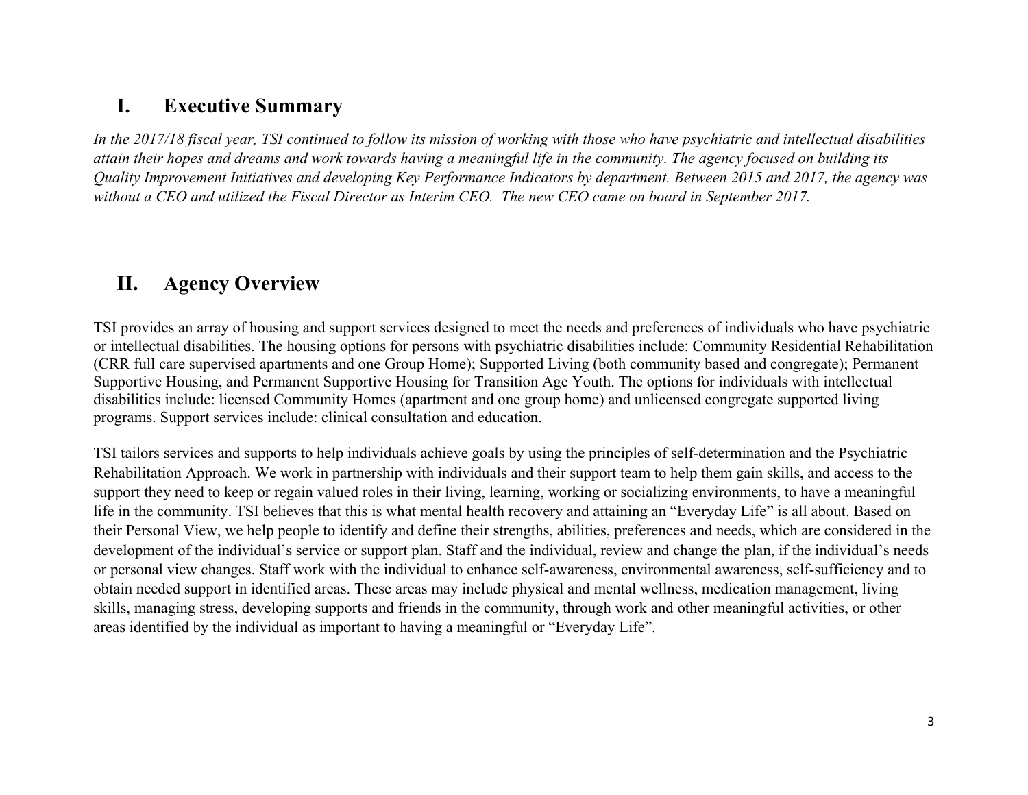# I. Executive Summary

*In the 2017/18 fiscal year, TSI continued to follow its mission of working with those who have psychiatric and intellectual disabilities attain their hopes and dreams and work towards having a meaningful life in the community. The agency focused on building its Quality Improvement Initiatives and developing Key Performance Indicators by department. Between 2015 and 2017, the agency was without a CEO and utilized the Fiscal Director as Interim CEO. The new CEO came on board in September 2017.*

# II. Agency Overview

TSI provides an array of housing and support services designed to meet the needs and preferences of individuals who have psychiatric or intellectual disabilities. The housing options for persons with psychiatric disabilities include: Community Residential Rehabilitation (CRR full care supervised apartments and one Group Home); Supported Living (both community based and congregate); Permanent Supportive Housing, and Permanent Supportive Housing for Transition Age Youth. The options for individuals with intellectual disabilities include: licensed Community Homes (apartment and one group home) and unlicensed congregate supported living programs. Support services include: clinical consultation and education.

TSI tailors services and supports to help individuals achieve goals by using the principles of self-determination and the Psychiatric Rehabilitation Approach. We work in partnership with individuals and their support team to help them gain skills, and access to the support they need to keep or regain valued roles in their living, learning, working or socializing environments, to have a meaningful life in the community. TSI believes that this is what mental health recovery and attaining an "Everyday Life" is all about. Based on their Personal View, we help people to identify and define their strengths, abilities, preferences and needs, which are considered in the development of the individual's service or support plan. Staff and the individual, review and change the plan, if the individual's needs or personal view changes. Staff work with the individual to enhance self-awareness, environmental awareness, self-sufficiency and to obtain needed support in identified areas. These areas may include physical and mental wellness, medication management, living skills, managing stress, developing supports and friends in the community, through work and other meaningful activities, or other areas identified by the individual as important to having a meaningful or "Everyday Life".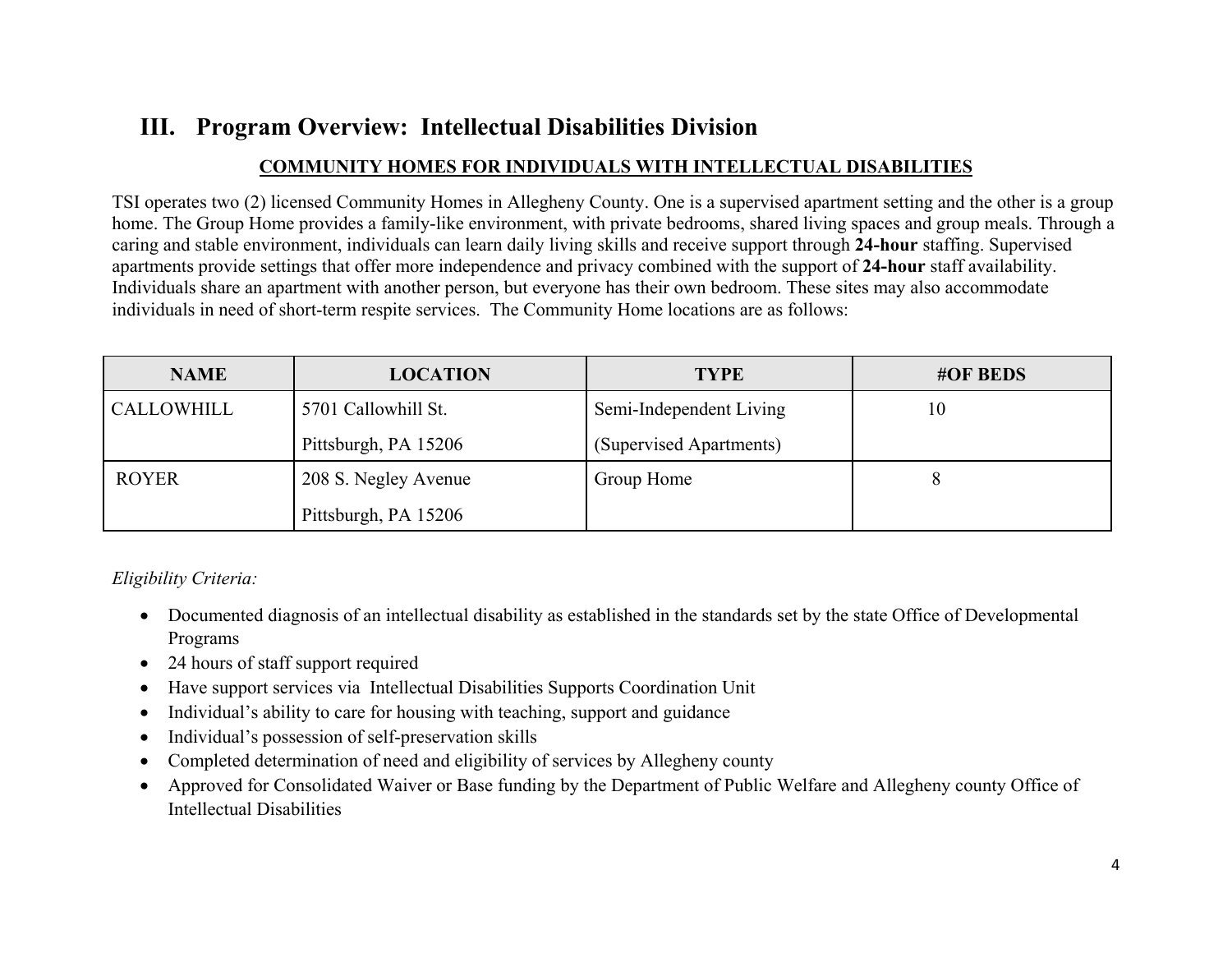# III. Program Overview: Intellectual Disabilities Division

**COMMUNITY HOMES FOR INDIVIDUALS WITH INTELLECTUAL DISABILITIES**

TSI operates two (2) licensed Community Homes in Allegheny County. One is a supervised apartment setting and the other is a group home. The Group Home provides a family-like environment, with private bedrooms, shared living spaces and group meals. Through a caring and stable environment, individuals can learn daily living skills and receive support through **24-hour** staffing. Supervised apartments provide settings that offer more independence and privacy combined with the support of **24-hour** staff availability. Individuals share an apartment with another person, but everyone has their own bedroom. These sites may also accommodate individuals in need of short-term respite services. The Community Home locations are as follows:

| NAME | LOCATION | TYPE | #OF BEDS |
|---|---|---|---|
| CALLOWHILL | 5701 Callowhill St. Pittsburgh, PA 15206 | Semi-Independent Living (Supervised Apartments) | 10 |
| ROYER | 208 S. Negley Avenue Pittsburgh, PA 15206 | Group Home | 8 |

*Eligibility Criteria:*

- Documented diagnosis of an intellectual disability as established in the standards set by the state Office of Developmental Programs
- 24 hours of staff support required
- Have support services via Intellectual Disabilities Supports Coordination Unit
- Individual's ability to care for housing with teaching, support and guidance
- Individual's possession of self-preservation skills
- Completed determination of need and eligibility of services by Allegheny county
- Approved for Consolidated Waiver or Base funding by the Department of Public Welfare and Allegheny county Office of Intellectual Disabilities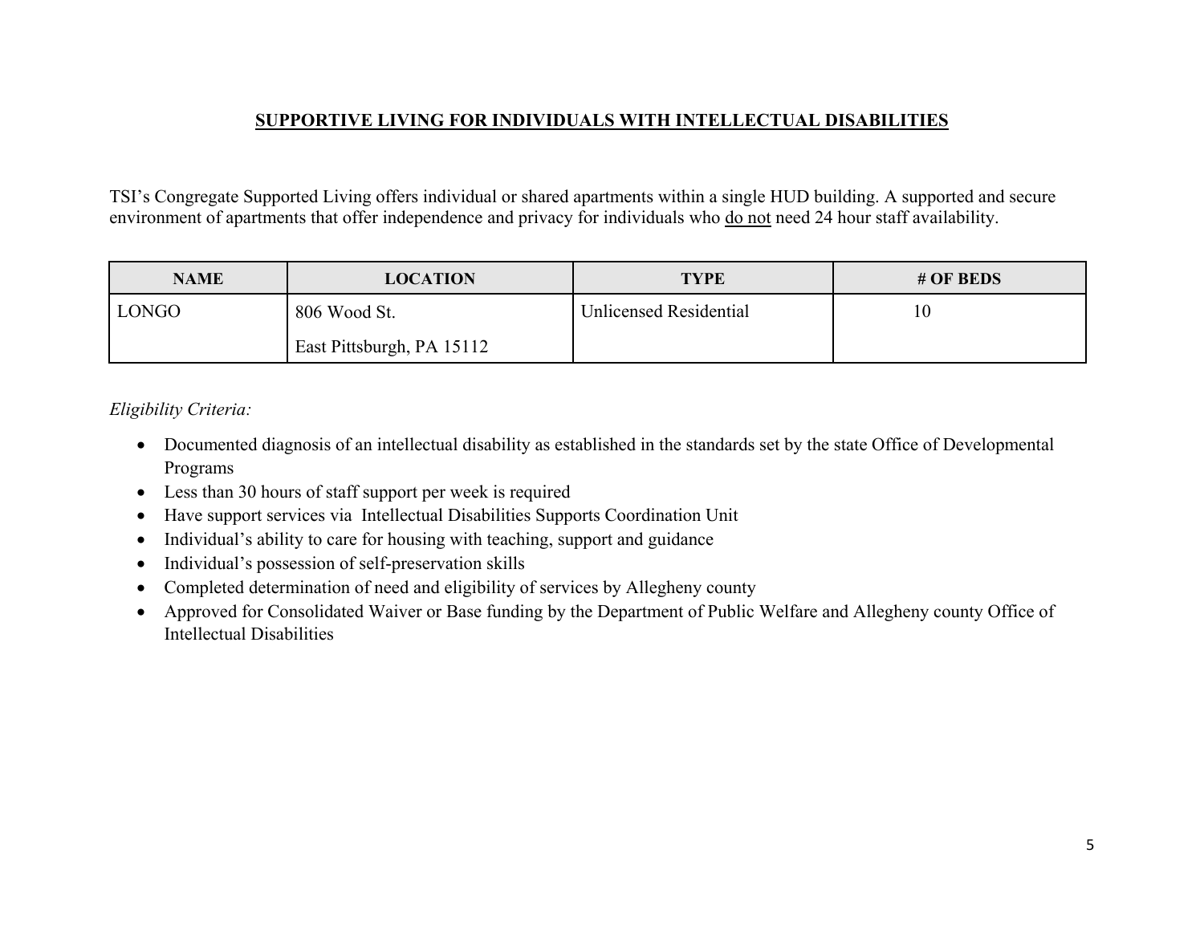## SUPPORTIVE LIVING FOR INDIVIDUALS WITH INTELLECTUAL DISABILITIES

TSI's Congregate Supported Living offers individual or shared apartments within a single HUD building. A supported and secure environment of apartments that offer independence and privacy for individuals who do not need 24 hour staff availability.

| NAME | LOCATION | TYPE | # OF BEDS |
| --- | --- | --- | --- |
| LONGO | 806 Wood St.<br>East Pittsburgh, PA 15112 | Unlicensed Residential | 10 |

*Eligibility Criteria:*

- Documented diagnosis of an intellectual disability as established in the standards set by the state Office of Developmental Programs
- Less than 30 hours of staff support per week is required
- Have support services via Intellectual Disabilities Supports Coordination Unit
- Individual's ability to care for housing with teaching, support and guidance
- Individual's possession of self-preservation skills
- Completed determination of need and eligibility of services by Allegheny county
- Approved for Consolidated Waiver or Base funding by the Department of Public Welfare and Allegheny county Office of Intellectual Disabilities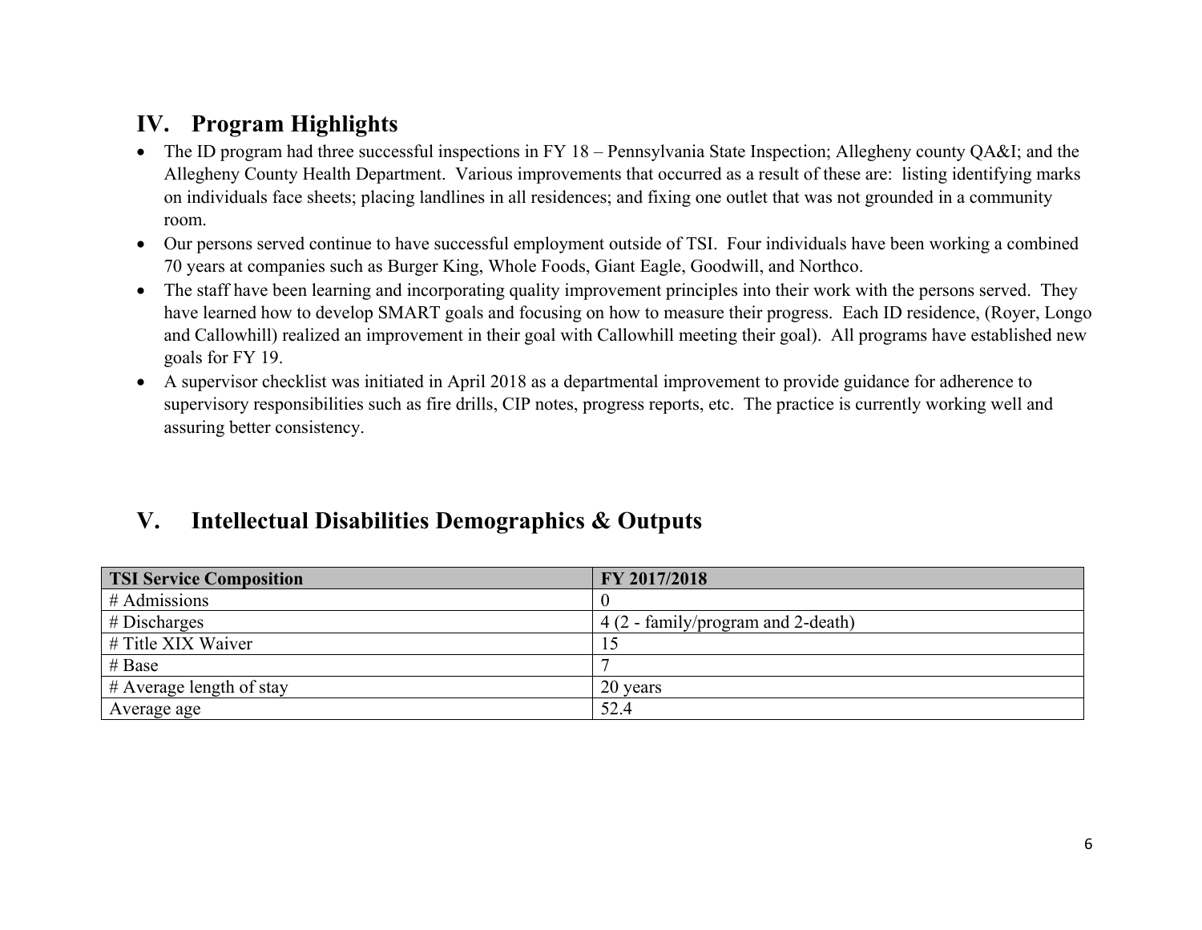## IV. Program Highlights

- The ID program had three successful inspections in FY 18 – Pennsylvania State Inspection; Allegheny county QA&I; and the Allegheny County Health Department. Various improvements that occurred as a result of these are: listing identifying marks on individuals face sheets; placing landlines in all residences; and fixing one outlet that was not grounded in a community room.
- Our persons served continue to have successful employment outside of TSI. Four individuals have been working a combined 70 years at companies such as Burger King, Whole Foods, Giant Eagle, Goodwill, and Northco.
- The staff have been learning and incorporating quality improvement principles into their work with the persons served. They have learned how to develop SMART goals and focusing on how to measure their progress. Each ID residence, (Royer, Longo and Callowhill) realized an improvement in their goal with Callowhill meeting their goal). All programs have established new goals for FY 19.
- A supervisor checklist was initiated in April 2018 as a departmental improvement to provide guidance for adherence to supervisory responsibilities such as fire drills, CIP notes, progress reports, etc. The practice is currently working well and assuring better consistency.

## V. Intellectual Disabilities Demographics & Outputs

| TSI Service Composition | FY 2017/2018 |
|---|---|
| # Admissions | 0 |
| # Discharges | 4 (2 - family/program and 2-death) |
| # Title XIX Waiver | 15 |
| # Base | 7 |
| # Average length of stay | 20 years |
| Average age | 52.4 |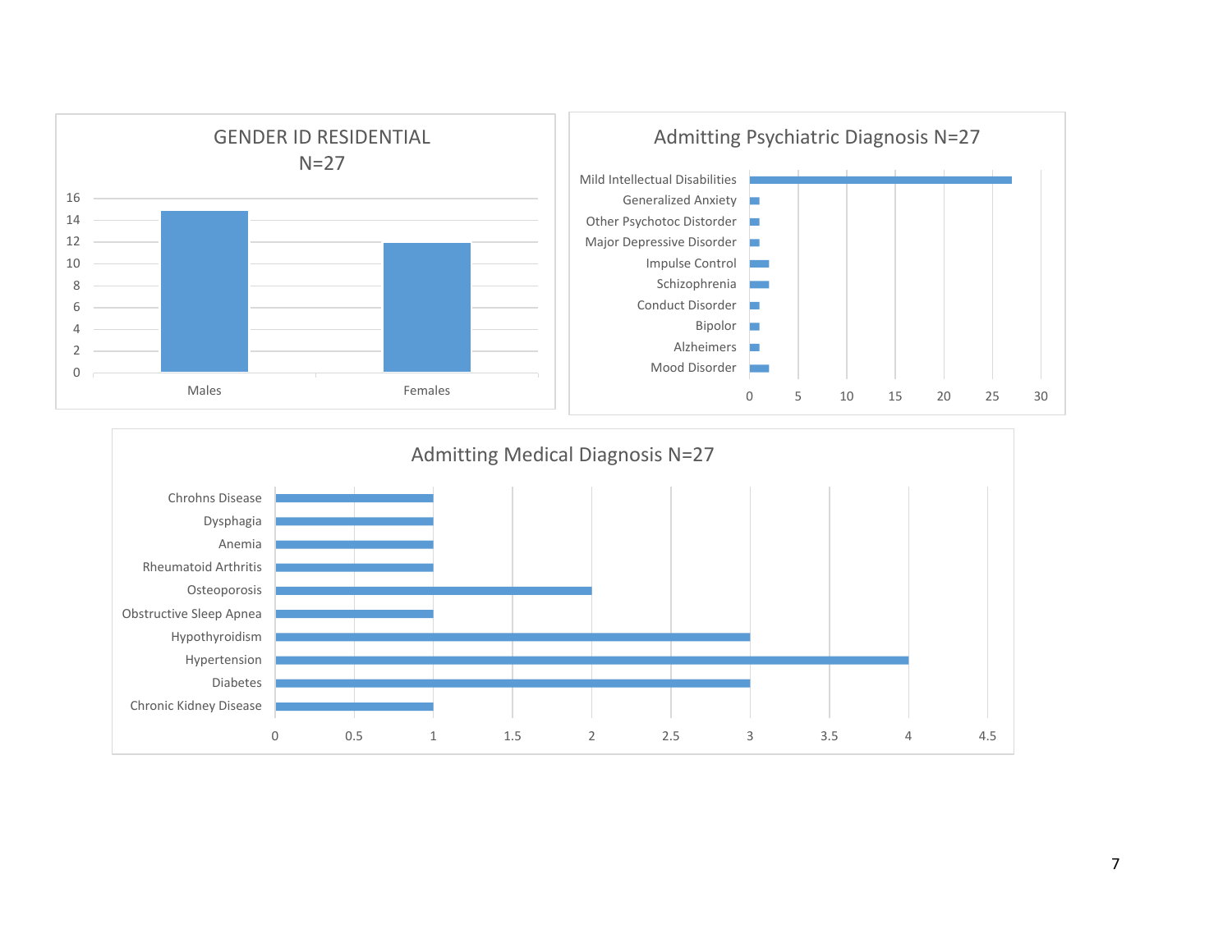### GENDER ID RESIDENTIAL N=27

| Gender | Count |
|---|---|
| Males | 15 |
| Females | 12 |

### Admitting Psychiatric Diagnosis N=27

| Diagnosis | Count |
|---|---|
| Mild Intellectual Disabilities | 27 |
| Generalized Anxiety | 1 |
| Other Psychotoc Distorder | 1 |
| Major Depressive Disorder | 1 |
| Impulse Control | 2 |
| Schizophrenia | 2 |
| Conduct Disorder | 1 |
| Bipolor | 1 |
| Alzheimers | 1 |
| Mood Disorder | 2 |

### Admitting Medical Diagnosis N=27

| Diagnosis | Count |
|---|---|
| Chrohns Disease | 1 |
| Dysphagia | 1 |
| Anemia | 1 |
| Rheumatoid Arthritis | 1 |
| Osteoporosis | 2 |
| Obstructive Sleep Apnea | 1 |
| Hypothyroidism | 3 |
| Hypertension | 4 |
| Diabetes | 3 |
| Chronic Kidney Disease | 1 |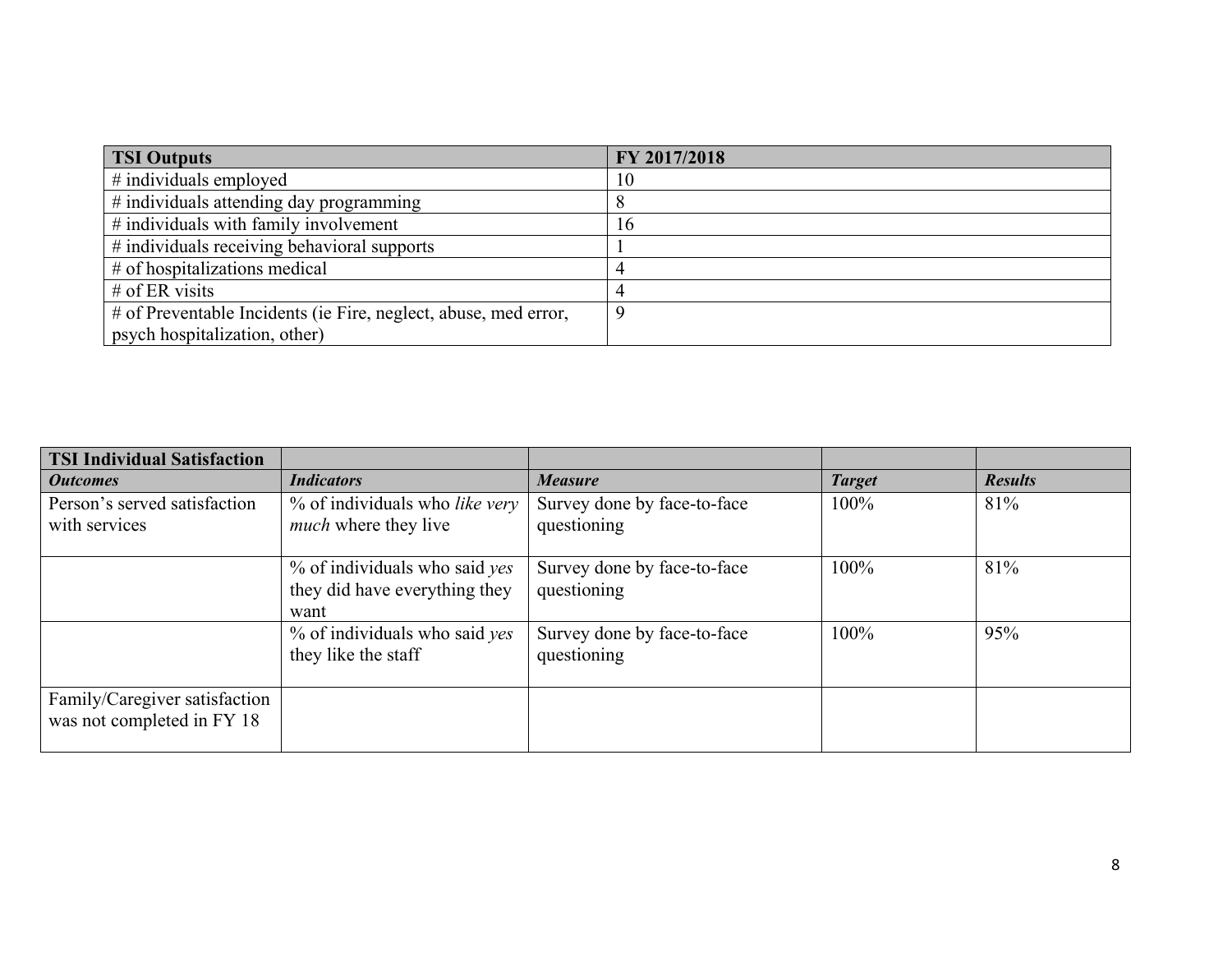| **TSI Outputs** | **FY 2017/2018** |
|---|---|
| # individuals employed | 10 |
| # individuals attending day programming | 8 |
| # individuals with family involvement | 16 |
| # individuals receiving behavioral supports | 1 |
| # of hospitalizations medical | 4 |
| # of ER visits | 4 |
| # of Preventable Incidents (ie Fire, neglect, abuse, med error, psych hospitalization, other) | 9 |

| **TSI Individual Satisfaction** | | | | |
|---|---|---|---|---|
| ***Outcomes*** | ***Indicators*** | ***Measure*** | ***Target*** | ***Results*** |
| Person's served satisfaction with services | % of individuals who *like very much* where they live | Survey done by face-to-face questioning | 100% | 81% |
| | % of individuals who said *yes* they did have everything they want | Survey done by face-to-face questioning | 100% | 81% |
| | % of individuals who said *yes* they like the staff | Survey done by face-to-face questioning | 100% | 95% |
| Family/Caregiver satisfaction was not completed in FY 18 | | | | |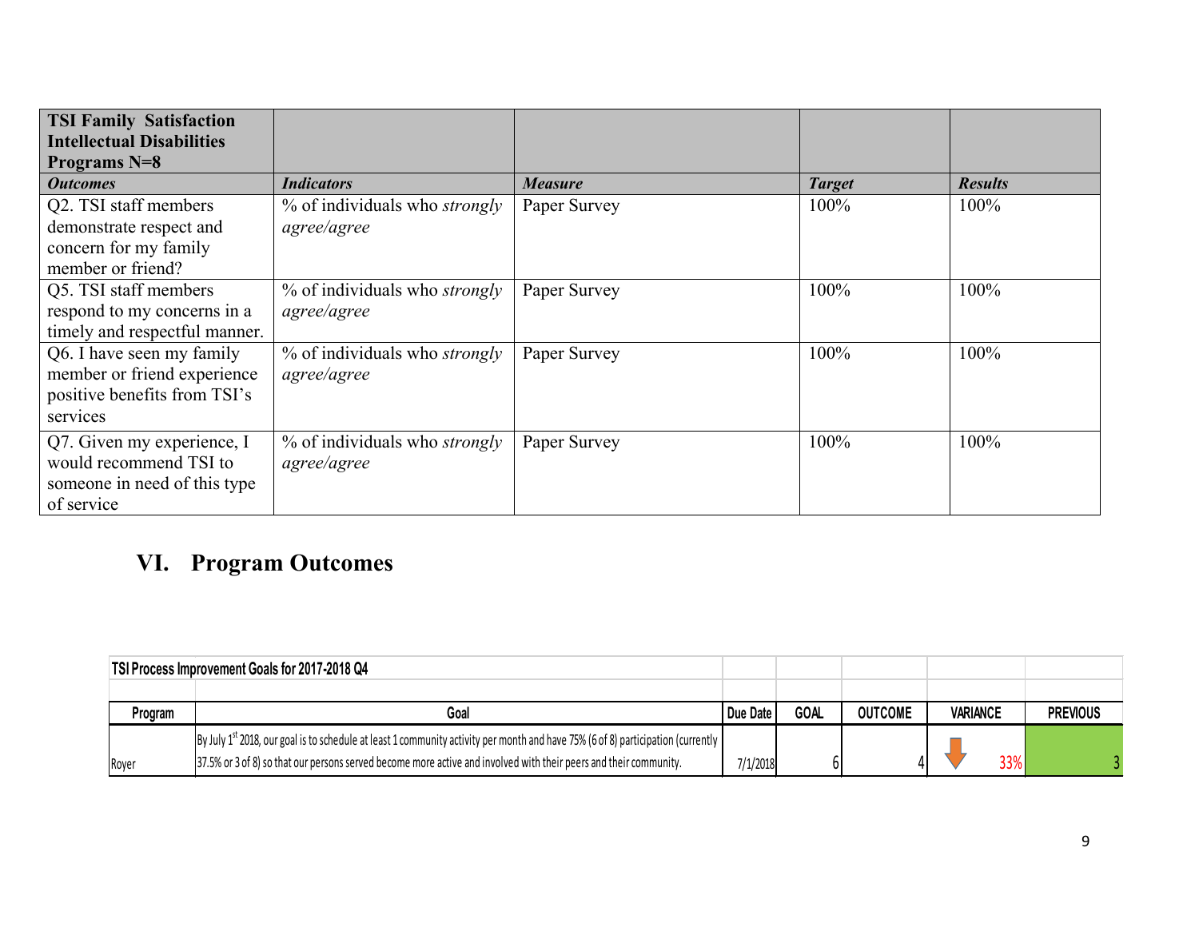| **TSI Family Satisfaction Intellectual Disabilities Programs N=8** | | | | |
|---|---|---|---|---|
| ***Outcomes*** | ***Indicators*** | ***Measure*** | ***Target*** | ***Results*** |
| Q2. TSI staff members demonstrate respect and concern for my family member or friend? | % of individuals who *strongly agree/agree* | Paper Survey | 100% | 100% |
| Q5. TSI staff members respond to my concerns in a timely and respectful manner. | % of individuals who *strongly agree/agree* | Paper Survey | 100% | 100% |
| Q6. I have seen my family member or friend experience positive benefits from TSI's services | % of individuals who *strongly agree/agree* | Paper Survey | 100% | 100% |
| Q7. Given my experience, I would recommend TSI to someone in need of this type of service | % of individuals who *strongly agree/agree* | Paper Survey | 100% | 100% |

## VI. Program Outcomes

| **TSI Process Improvement Goals for 2017-2018 Q4** | | | | | | |
|---|---|---|---|---|---|---|
| **Program** | **Goal** | **Due Date** | **GOAL** | **OUTCOME** | **VARIANCE** | **PREVIOUS** |
| Royer | By July 1st 2018, our goal is to schedule at least 1 community activity per month and have 75% (6 of 8) participation (currently 37.5% or 3 of 8) so that our persons served become more active and involved with their peers and their community. | 7/1/2018 | 6 | 4 | 33% | 3 |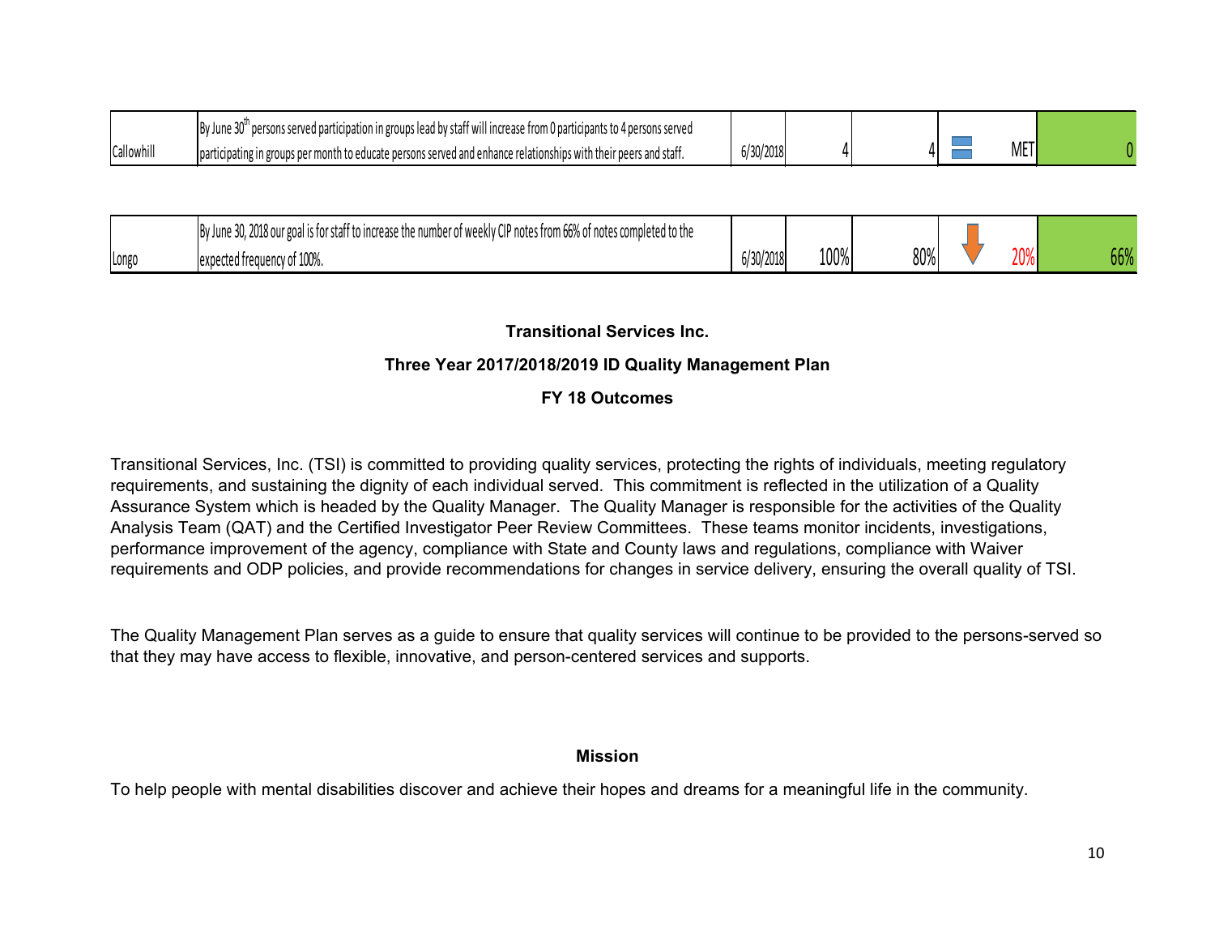| | | | | | | |
|---|---|---|---|---|---|---|
| Callowhill | By June 30th persons served participation in groups lead by staff will increase from 0 participants to 4 persons served participating in groups per month to educate persons served and enhance relationships with their peers and staff. | 6/30/2018 | 4 | 4 | MET | 0 |
| Longo | By June 30, 2018 our goal is for staff to increase the number of weekly CIP notes from 66% of notes completed to the expected frequency of 100%. | 6/30/2018 | 100% | 80% | 20% | 66% |

**Transitional Services Inc.**

**Three Year 2017/2018/2019 ID Quality Management Plan**

**FY 18 Outcomes**

Transitional Services, Inc. (TSI) is committed to providing quality services, protecting the rights of individuals, meeting regulatory requirements, and sustaining the dignity of each individual served. This commitment is reflected in the utilization of a Quality Assurance System which is headed by the Quality Manager. The Quality Manager is responsible for the activities of the Quality Analysis Team (QAT) and the Certified Investigator Peer Review Committees. These teams monitor incidents, investigations, performance improvement of the agency, compliance with State and County laws and regulations, compliance with Waiver requirements and ODP policies, and provide recommendations for changes in service delivery, ensuring the overall quality of TSI.

The Quality Management Plan serves as a guide to ensure that quality services will continue to be provided to the persons-served so that they may have access to flexible, innovative, and person-centered services and supports.

**Mission**

To help people with mental disabilities discover and achieve their hopes and dreams for a meaningful life in the community.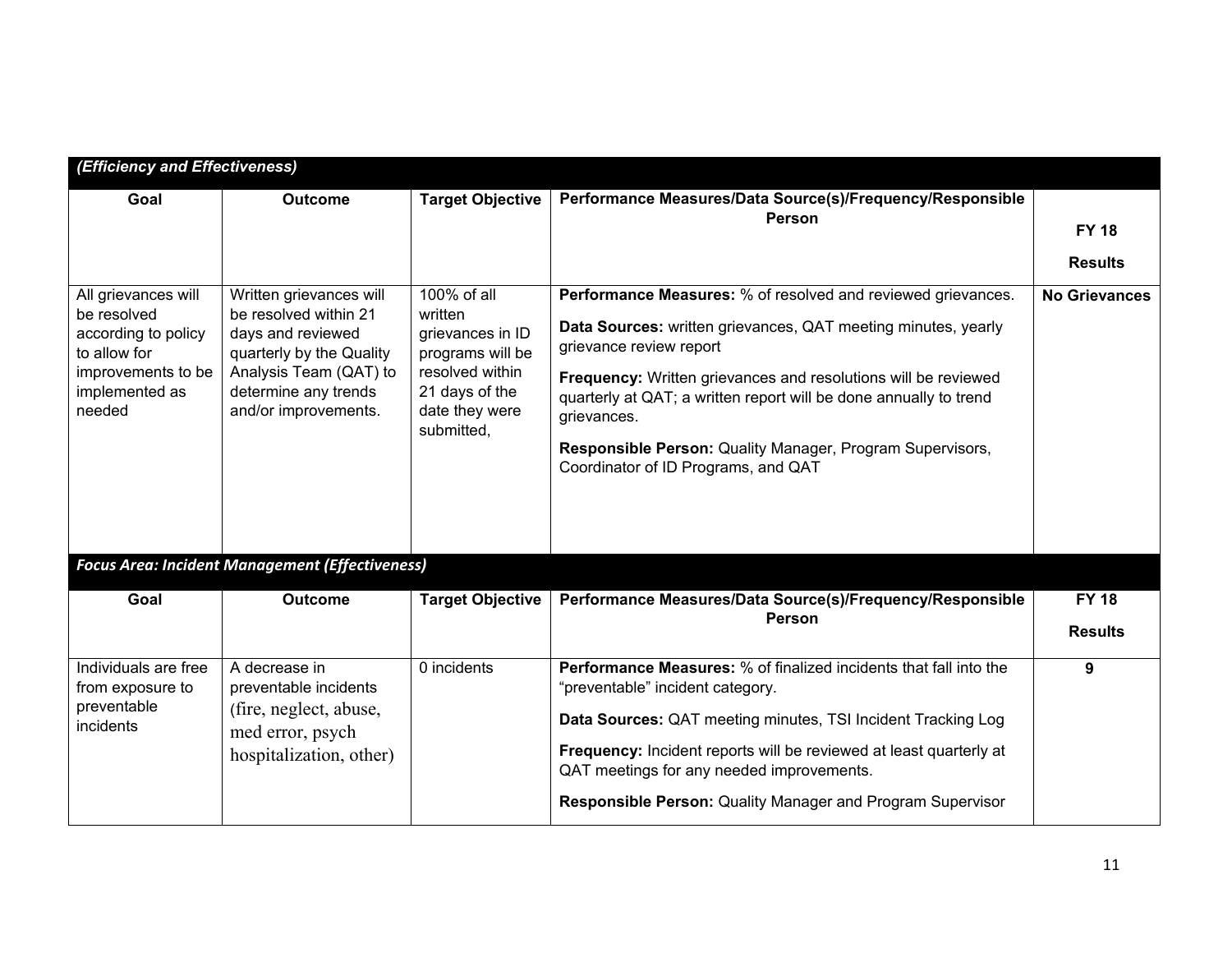***(Efficiency and Effectiveness)***

| Goal | Outcome | Target Objective | Performance Measures/Data Source(s)/Frequency/Responsible Person | FY 18 Results |
|---|---|---|---|---|
| All grievances will be resolved according to policy to allow for improvements to be implemented as needed | Written grievances will be resolved within 21 days and reviewed quarterly by the Quality Analysis Team (QAT) to determine any trends and/or improvements. | 100% of all written grievances in ID programs will be resolved within 21 days of the date they were submitted, | **Performance Measures:** % of resolved and reviewed grievances.<br><br>**Data Sources:** written grievances, QAT meeting minutes, yearly grievance review report<br><br>**Frequency:** Written grievances and resolutions will be reviewed quarterly at QAT; a written report will be done annually to trend grievances.<br><br>**Responsible Person:** Quality Manager, Program Supervisors, Coordinator of ID Programs, and QAT | **No Grievances** |

***Focus Area: Incident Management (Effectiveness)***

| Goal | Outcome | Target Objective | Performance Measures/Data Source(s)/Frequency/Responsible Person | FY 18 Results |
|---|---|---|---|---|
| Individuals are free from exposure to preventable incidents | A decrease in preventable incidents (fire, neglect, abuse, med error, psych hospitalization, other) | 0 incidents | **Performance Measures:** % of finalized incidents that fall into the "preventable" incident category.<br><br>**Data Sources:** QAT meeting minutes, TSI Incident Tracking Log<br><br>**Frequency:** Incident reports will be reviewed at least quarterly at QAT meetings for any needed improvements.<br><br>**Responsible Person:** Quality Manager and Program Supervisor | **9** |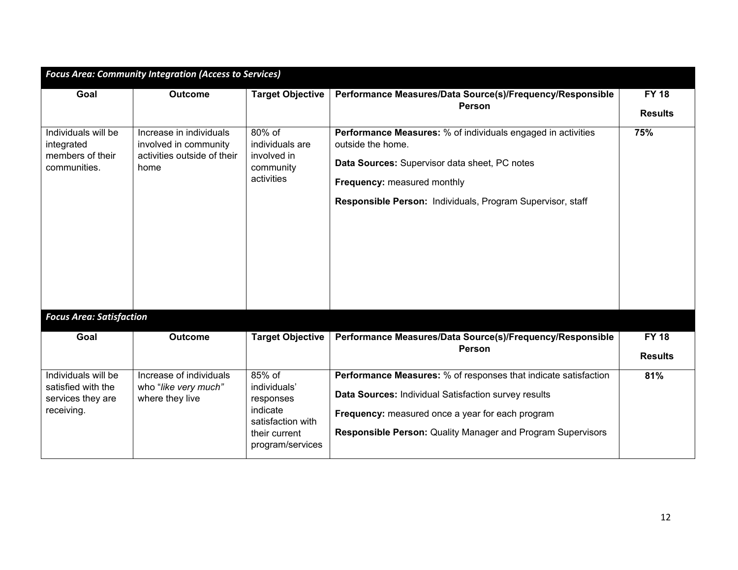| *Focus Area: Community Integration (Access to Services)* | | | | |
|---|---|---|---|---|
| **Goal** | **Outcome** | **Target Objective** | **Performance Measures/Data Source(s)/Frequency/Responsible Person** | **FY 18 Results** |
| Individuals will be integrated members of their communities. | Increase in individuals involved in community activities outside of their home | 80% of individuals are involved in community activities | **Performance Measures:** % of individuals engaged in activities outside the home.<br><br>**Data Sources:** Supervisor data sheet, PC notes<br><br>**Frequency:** measured monthly<br><br>**Responsible Person:** Individuals, Program Supervisor, staff | **75%** |

| *Focus Area: Satisfaction* | | | | |
|---|---|---|---|---|
| **Goal** | **Outcome** | **Target Objective** | **Performance Measures/Data Source(s)/Frequency/Responsible Person** | **FY 18 Results** |
| Individuals will be satisfied with the services they are receiving. | Increase of individuals who "*like very much*" where they live | 85% of individuals' responses indicate satisfaction with their current program/services | **Performance Measures:** % of responses that indicate satisfaction<br><br>**Data Sources:** Individual Satisfaction survey results<br><br>**Frequency:** measured once a year for each program<br><br>**Responsible Person:** Quality Manager and Program Supervisors | **81%** |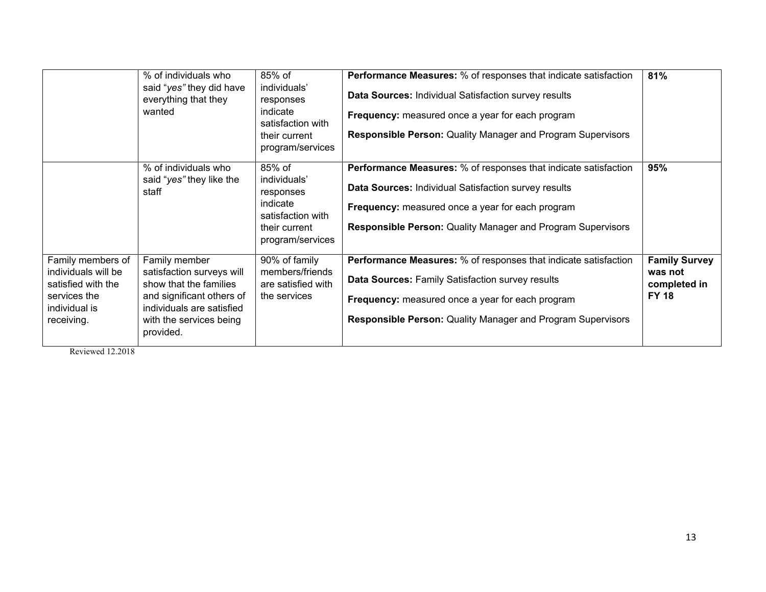| | | | | |
|---|---|---|---|---|
| | % of individuals who said "*yes"* they did have everything that they wanted | 85% of individuals' responses indicate satisfaction with their current program/services | **Performance Measures:** % of responses that indicate satisfaction<br><br>**Data Sources:** Individual Satisfaction survey results<br><br>**Frequency:** measured once a year for each program<br><br>**Responsible Person:** Quality Manager and Program Supervisors | **81%** |
| | % of individuals who said "*yes"* they like the staff | 85% of individuals' responses indicate satisfaction with their current program/services | **Performance Measures:** % of responses that indicate satisfaction<br><br>**Data Sources:** Individual Satisfaction survey results<br><br>**Frequency:** measured once a year for each program<br><br>**Responsible Person:** Quality Manager and Program Supervisors | **95%** |
| Family members of individuals will be satisfied with the services the individual is receiving. | Family member satisfaction surveys will show that the families and significant others of individuals are satisfied with the services being provided. | 90% of family members/friends are satisfied with the services | **Performance Measures:** % of responses that indicate satisfaction<br><br>**Data Sources:** Family Satisfaction survey results<br><br>**Frequency:** measured once a year for each program<br><br>**Responsible Person:** Quality Manager and Program Supervisors | **Family Survey was not completed in FY 18** |

Reviewed 12.2018